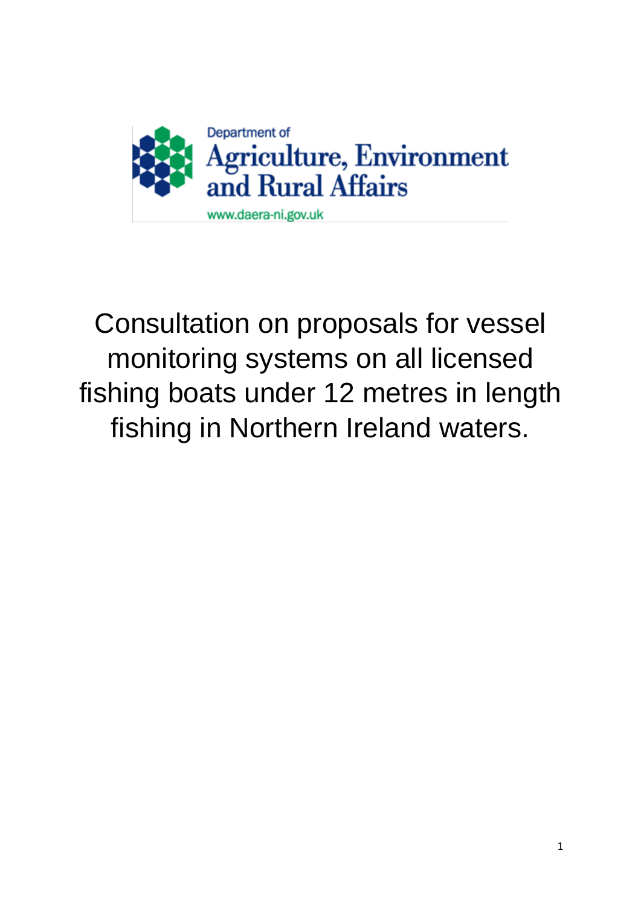Department of
Agriculture, Environment
and Rural Affairs

www.daera-ni.gov.uk

# Consultation on proposals for vessel monitoring systems on all licensed fishing boats under 12 metres in length fishing in Northern Ireland waters.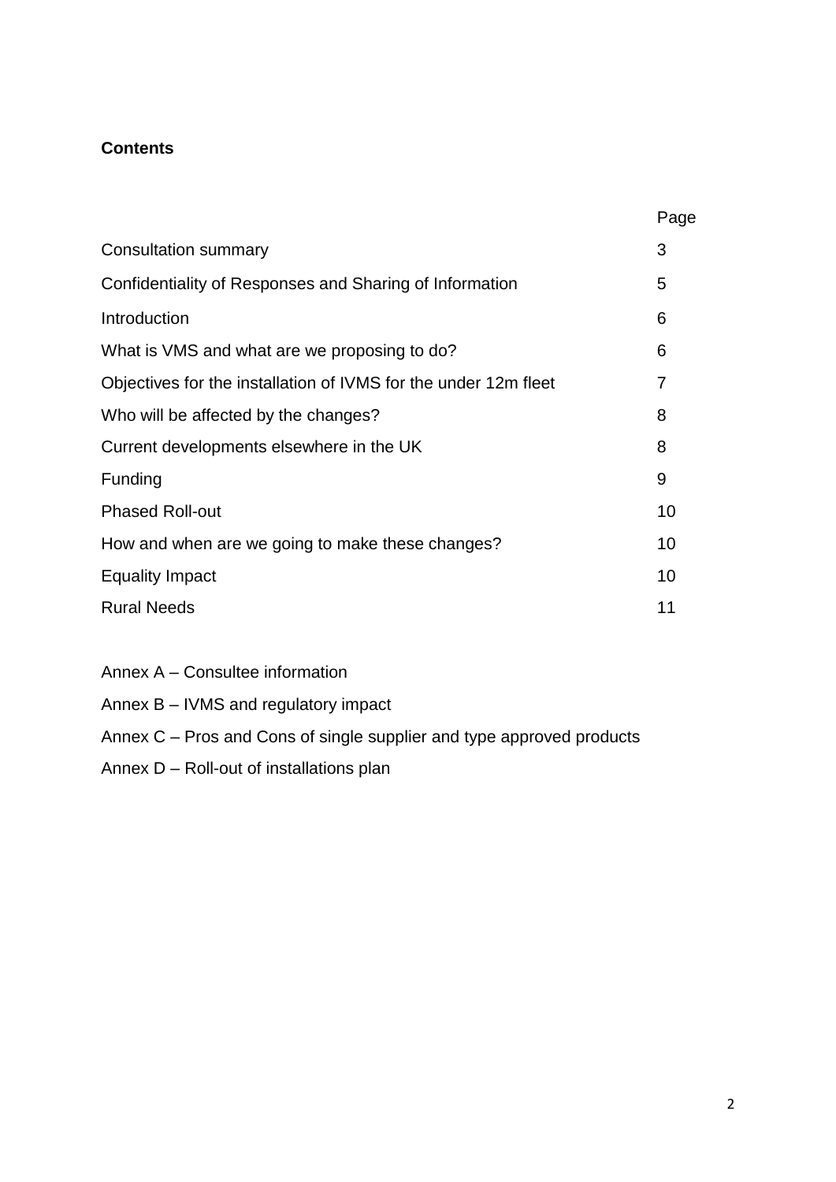**Contents**

| | Page |
|---|---|
| Consultation summary | 3 |
| Confidentiality of Responses and Sharing of Information | 5 |
| Introduction | 6 |
| What is VMS and what are we proposing to do? | 6 |
| Objectives for the installation of IVMS for the under 12m fleet | 7 |
| Who will be affected by the changes? | 8 |
| Current developments elsewhere in the UK | 8 |
| Funding | 9 |
| Phased Roll-out | 10 |
| How and when are we going to make these changes? | 10 |
| Equality Impact | 10 |
| Rural Needs | 11 |

Annex A – Consultee information

Annex B – IVMS and regulatory impact

Annex C – Pros and Cons of single supplier and type approved products

Annex D – Roll-out of installations plan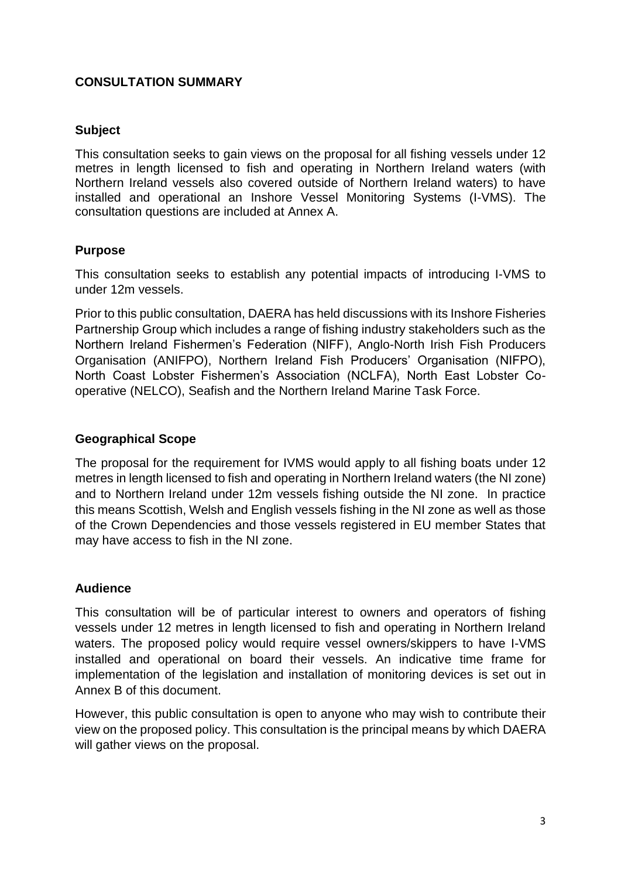## CONSULTATION SUMMARY

### Subject

This consultation seeks to gain views on the proposal for all fishing vessels under 12 metres in length licensed to fish and operating in Northern Ireland waters (with Northern Ireland vessels also covered outside of Northern Ireland waters) to have installed and operational an Inshore Vessel Monitoring Systems (I-VMS). The consultation questions are included at Annex A.

### Purpose

This consultation seeks to establish any potential impacts of introducing I-VMS to under 12m vessels.

Prior to this public consultation, DAERA has held discussions with its Inshore Fisheries Partnership Group which includes a range of fishing industry stakeholders such as the Northern Ireland Fishermen's Federation (NIFF), Anglo-North Irish Fish Producers Organisation (ANIFPO), Northern Ireland Fish Producers' Organisation (NIFPO), North Coast Lobster Fishermen's Association (NCLFA), North East Lobster Co-operative (NELCO), Seafish and the Northern Ireland Marine Task Force.

### Geographical Scope

The proposal for the requirement for IVMS would apply to all fishing boats under 12 metres in length licensed to fish and operating in Northern Ireland waters (the NI zone) and to Northern Ireland under 12m vessels fishing outside the NI zone. In practice this means Scottish, Welsh and English vessels fishing in the NI zone as well as those of the Crown Dependencies and those vessels registered in EU member States that may have access to fish in the NI zone.

### Audience

This consultation will be of particular interest to owners and operators of fishing vessels under 12 metres in length licensed to fish and operating in Northern Ireland waters. The proposed policy would require vessel owners/skippers to have I-VMS installed and operational on board their vessels. An indicative time frame for implementation of the legislation and installation of monitoring devices is set out in Annex B of this document.

However, this public consultation is open to anyone who may wish to contribute their view on the proposed policy. This consultation is the principal means by which DAERA will gather views on the proposal.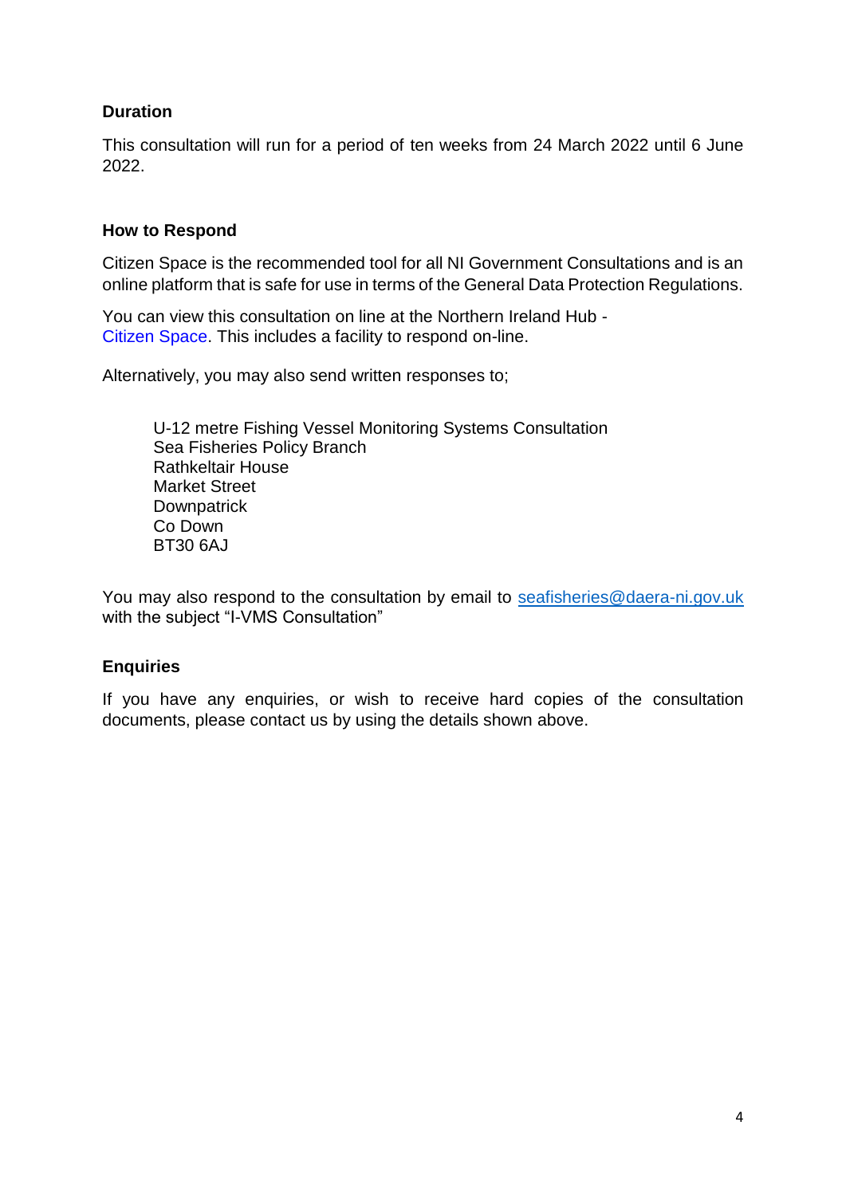## Duration

This consultation will run for a period of ten weeks from 24 March 2022 until 6 June 2022.

## How to Respond

Citizen Space is the recommended tool for all NI Government Consultations and is an online platform that is safe for use in terms of the General Data Protection Regulations.

You can view this consultation on line at the Northern Ireland Hub - Citizen Space. This includes a facility to respond on-line.

Alternatively, you may also send written responses to;

> U-12 metre Fishing Vessel Monitoring Systems Consultation
> Sea Fisheries Policy Branch
> Rathkeltair House
> Market Street
> Downpatrick
> Co Down
> BT30 6AJ

You may also respond to the consultation by email to seafisheries@daera-ni.gov.uk with the subject "I-VMS Consultation"

## Enquiries

If you have any enquiries, or wish to receive hard copies of the consultation documents, please contact us by using the details shown above.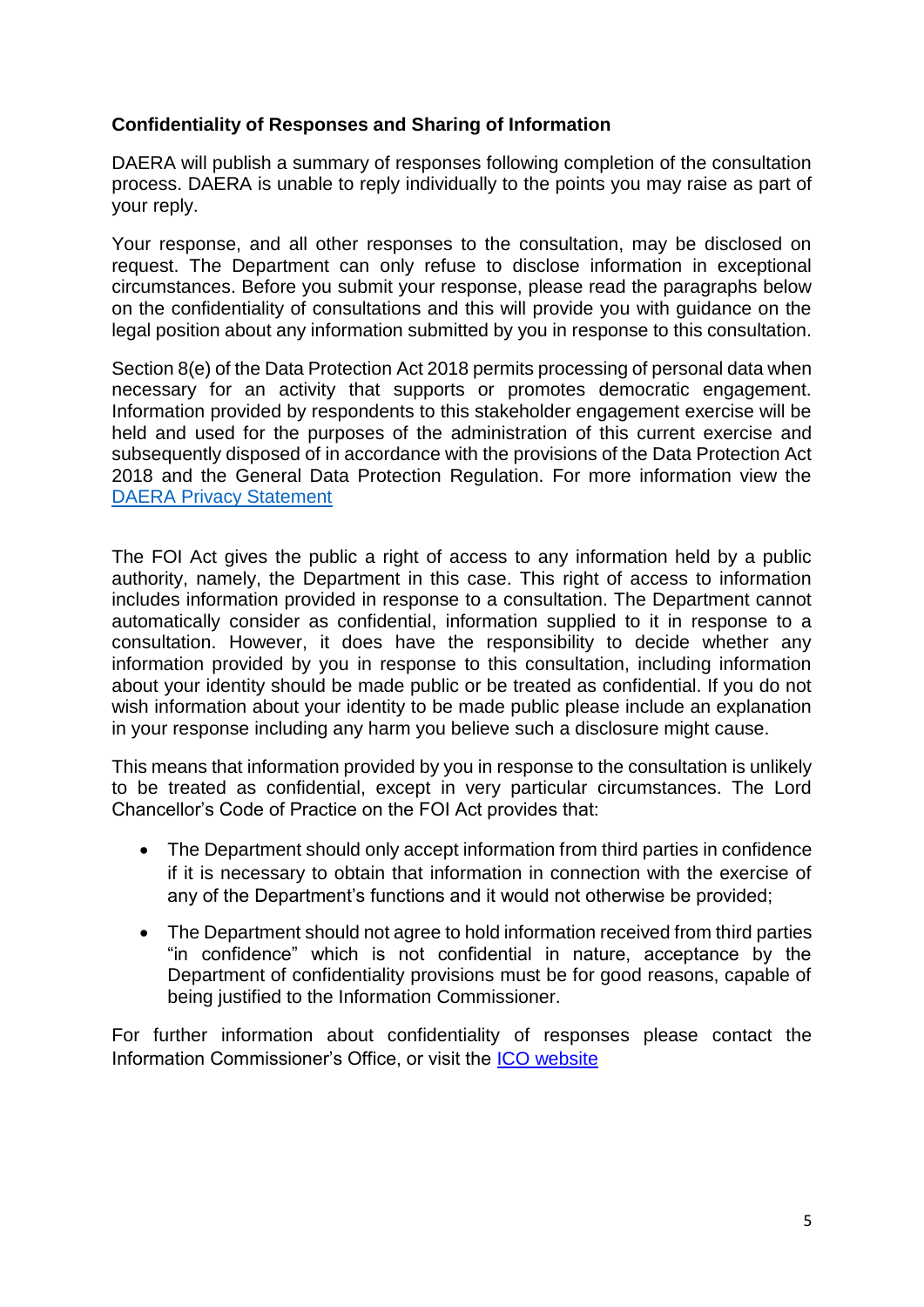**Confidentiality of Responses and Sharing of Information**

DAERA will publish a summary of responses following completion of the consultation process. DAERA is unable to reply individually to the points you may raise as part of your reply.

Your response, and all other responses to the consultation, may be disclosed on request. The Department can only refuse to disclose information in exceptional circumstances. Before you submit your response, please read the paragraphs below on the confidentiality of consultations and this will provide you with guidance on the legal position about any information submitted by you in response to this consultation.

Section 8(e) of the Data Protection Act 2018 permits processing of personal data when necessary for an activity that supports or promotes democratic engagement. Information provided by respondents to this stakeholder engagement exercise will be held and used for the purposes of the administration of this current exercise and subsequently disposed of in accordance with the provisions of the Data Protection Act 2018 and the General Data Protection Regulation. For more information view the [DAERA Privacy Statement]

The FOI Act gives the public a right of access to any information held by a public authority, namely, the Department in this case. This right of access to information includes information provided in response to a consultation. The Department cannot automatically consider as confidential, information supplied to it in response to a consultation. However, it does have the responsibility to decide whether any information provided by you in response to this consultation, including information about your identity should be made public or be treated as confidential. If you do not wish information about your identity to be made public please include an explanation in your response including any harm you believe such a disclosure might cause.

This means that information provided by you in response to the consultation is unlikely to be treated as confidential, except in very particular circumstances. The Lord Chancellor's Code of Practice on the FOI Act provides that:

- The Department should only accept information from third parties in confidence if it is necessary to obtain that information in connection with the exercise of any of the Department's functions and it would not otherwise be provided;
- The Department should not agree to hold information received from third parties "in confidence" which is not confidential in nature, acceptance by the Department of confidentiality provisions must be for good reasons, capable of being justified to the Information Commissioner.

For further information about confidentiality of responses please contact the Information Commissioner's Office, or visit the [ICO website]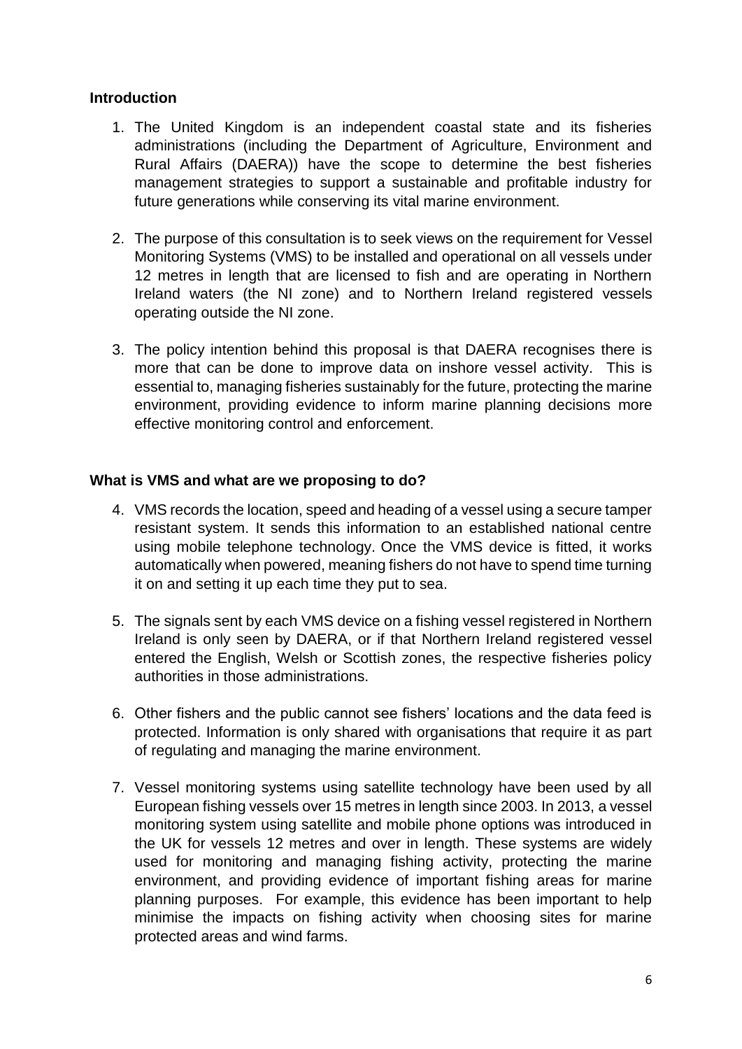## Introduction

1. The United Kingdom is an independent coastal state and its fisheries administrations (including the Department of Agriculture, Environment and Rural Affairs (DAERA)) have the scope to determine the best fisheries management strategies to support a sustainable and profitable industry for future generations while conserving its vital marine environment.

2. The purpose of this consultation is to seek views on the requirement for Vessel Monitoring Systems (VMS) to be installed and operational on all vessels under 12 metres in length that are licensed to fish and are operating in Northern Ireland waters (the NI zone) and to Northern Ireland registered vessels operating outside the NI zone.

3. The policy intention behind this proposal is that DAERA recognises there is more that can be done to improve data on inshore vessel activity. This is essential to, managing fisheries sustainably for the future, protecting the marine environment, providing evidence to inform marine planning decisions more effective monitoring control and enforcement.

## What is VMS and what are we proposing to do?

4. VMS records the location, speed and heading of a vessel using a secure tamper resistant system. It sends this information to an established national centre using mobile telephone technology. Once the VMS device is fitted, it works automatically when powered, meaning fishers do not have to spend time turning it on and setting it up each time they put to sea.

5. The signals sent by each VMS device on a fishing vessel registered in Northern Ireland is only seen by DAERA, or if that Northern Ireland registered vessel entered the English, Welsh or Scottish zones, the respective fisheries policy authorities in those administrations.

6. Other fishers and the public cannot see fishers' locations and the data feed is protected. Information is only shared with organisations that require it as part of regulating and managing the marine environment.

7. Vessel monitoring systems using satellite technology have been used by all European fishing vessels over 15 metres in length since 2003. In 2013, a vessel monitoring system using satellite and mobile phone options was introduced in the UK for vessels 12 metres and over in length. These systems are widely used for monitoring and managing fishing activity, protecting the marine environment, and providing evidence of important fishing areas for marine planning purposes. For example, this evidence has been important to help minimise the impacts on fishing activity when choosing sites for marine protected areas and wind farms.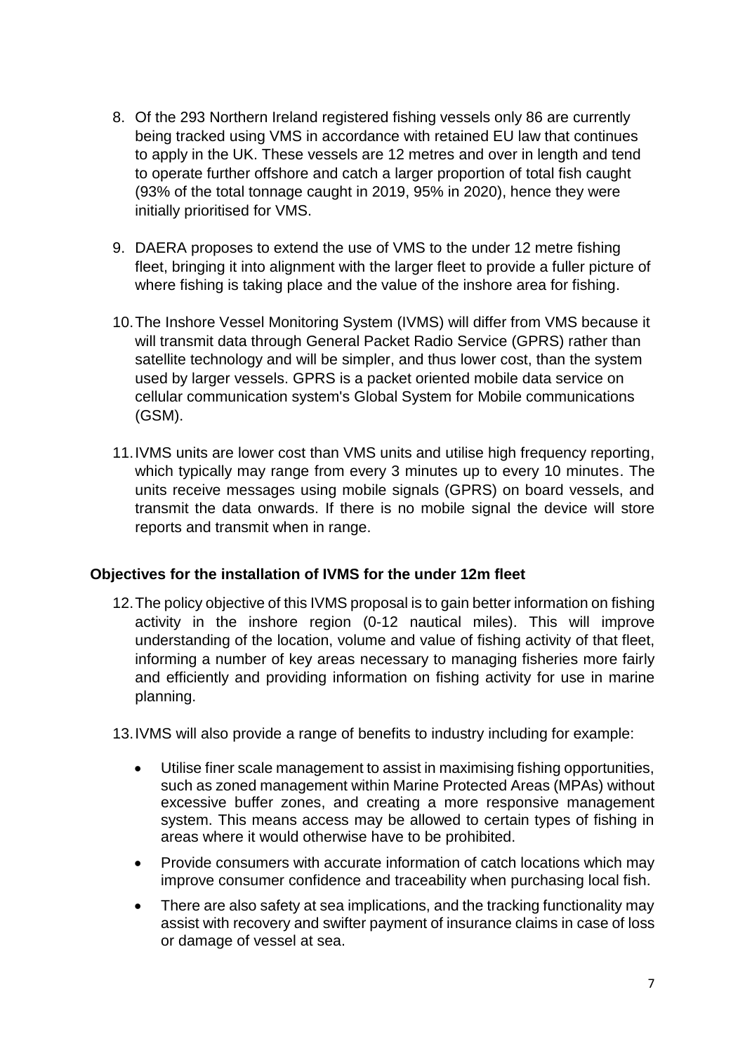8. Of the 293 Northern Ireland registered fishing vessels only 86 are currently being tracked using VMS in accordance with retained EU law that continues to apply in the UK. These vessels are 12 metres and over in length and tend to operate further offshore and catch a larger proportion of total fish caught (93% of the total tonnage caught in 2019, 95% in 2020), hence they were initially prioritised for VMS.

9. DAERA proposes to extend the use of VMS to the under 12 metre fishing fleet, bringing it into alignment with the larger fleet to provide a fuller picture of where fishing is taking place and the value of the inshore area for fishing.

10. The Inshore Vessel Monitoring System (IVMS) will differ from VMS because it will transmit data through General Packet Radio Service (GPRS) rather than satellite technology and will be simpler, and thus lower cost, than the system used by larger vessels. GPRS is a packet oriented mobile data service on cellular communication system's Global System for Mobile communications (GSM).

11. IVMS units are lower cost than VMS units and utilise high frequency reporting, which typically may range from every 3 minutes up to every 10 minutes. The units receive messages using mobile signals (GPRS) on board vessels, and transmit the data onwards. If there is no mobile signal the device will store reports and transmit when in range.

**Objectives for the installation of IVMS for the under 12m fleet**

12. The policy objective of this IVMS proposal is to gain better information on fishing activity in the inshore region (0-12 nautical miles). This will improve understanding of the location, volume and value of fishing activity of that fleet, informing a number of key areas necessary to managing fisheries more fairly and efficiently and providing information on fishing activity for use in marine planning.

13. IVMS will also provide a range of benefits to industry including for example:

    - Utilise finer scale management to assist in maximising fishing opportunities, such as zoned management within Marine Protected Areas (MPAs) without excessive buffer zones, and creating a more responsive management system. This means access may be allowed to certain types of fishing in areas where it would otherwise have to be prohibited.
    - Provide consumers with accurate information of catch locations which may improve consumer confidence and traceability when purchasing local fish.
    - There are also safety at sea implications, and the tracking functionality may assist with recovery and swifter payment of insurance claims in case of loss or damage of vessel at sea.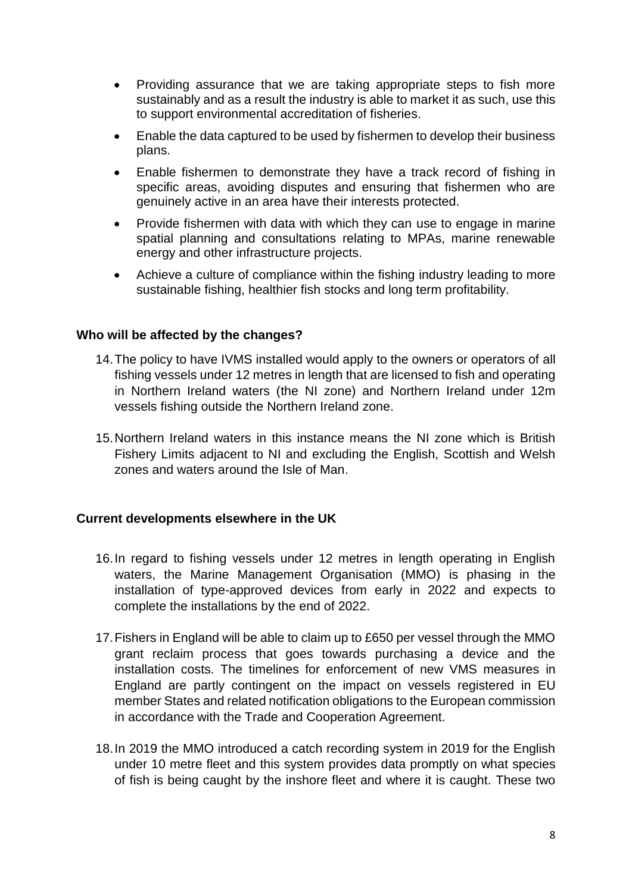- Providing assurance that we are taking appropriate steps to fish more sustainably and as a result the industry is able to market it as such, use this to support environmental accreditation of fisheries.
- Enable the data captured to be used by fishermen to develop their business plans.
- Enable fishermen to demonstrate they have a track record of fishing in specific areas, avoiding disputes and ensuring that fishermen who are genuinely active in an area have their interests protected.
- Provide fishermen with data with which they can use to engage in marine spatial planning and consultations relating to MPAs, marine renewable energy and other infrastructure projects.
- Achieve a culture of compliance within the fishing industry leading to more sustainable fishing, healthier fish stocks and long term profitability.

**Who will be affected by the changes?**

14. The policy to have IVMS installed would apply to the owners or operators of all fishing vessels under 12 metres in length that are licensed to fish and operating in Northern Ireland waters (the NI zone) and Northern Ireland under 12m vessels fishing outside the Northern Ireland zone.

15. Northern Ireland waters in this instance means the NI zone which is British Fishery Limits adjacent to NI and excluding the English, Scottish and Welsh zones and waters around the Isle of Man.

**Current developments elsewhere in the UK**

16. In regard to fishing vessels under 12 metres in length operating in English waters, the Marine Management Organisation (MMO) is phasing in the installation of type-approved devices from early in 2022 and expects to complete the installations by the end of 2022.

17. Fishers in England will be able to claim up to £650 per vessel through the MMO grant reclaim process that goes towards purchasing a device and the installation costs. The timelines for enforcement of new VMS measures in England are partly contingent on the impact on vessels registered in EU member States and related notification obligations to the European commission in accordance with the Trade and Cooperation Agreement.

18. In 2019 the MMO introduced a catch recording system in 2019 for the English under 10 metre fleet and this system provides data promptly on what species of fish is being caught by the inshore fleet and where it is caught. These two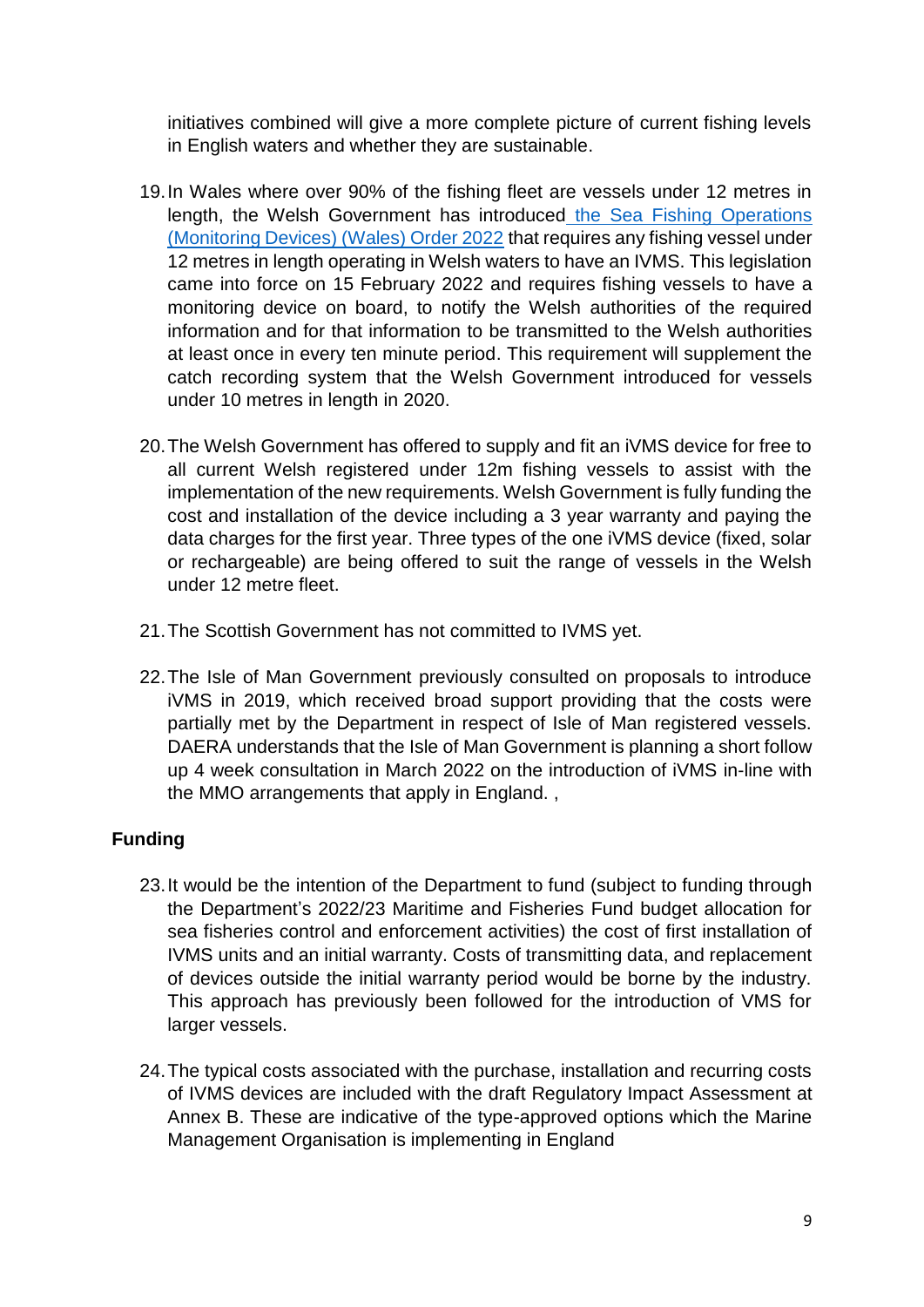initiatives combined will give a more complete picture of current fishing levels in English waters and whether they are sustainable.

19. In Wales where over 90% of the fishing fleet are vessels under 12 metres in length, the Welsh Government has introduced [the Sea Fishing Operations (Monitoring Devices) (Wales) Order 2022] that requires any fishing vessel under 12 metres in length operating in Welsh waters to have an IVMS. This legislation came into force on 15 February 2022 and requires fishing vessels to have a monitoring device on board, to notify the Welsh authorities of the required information and for that information to be transmitted to the Welsh authorities at least once in every ten minute period. This requirement will supplement the catch recording system that the Welsh Government introduced for vessels under 10 metres in length in 2020.

20. The Welsh Government has offered to supply and fit an iVMS device for free to all current Welsh registered under 12m fishing vessels to assist with the implementation of the new requirements. Welsh Government is fully funding the cost and installation of the device including a 3 year warranty and paying the data charges for the first year. Three types of the one iVMS device (fixed, solar or rechargeable) are being offered to suit the range of vessels in the Welsh under 12 metre fleet.

21. The Scottish Government has not committed to IVMS yet.

22. The Isle of Man Government previously consulted on proposals to introduce iVMS in 2019, which received broad support providing that the costs were partially met by the Department in respect of Isle of Man registered vessels. DAERA understands that the Isle of Man Government is planning a short follow up 4 week consultation in March 2022 on the introduction of iVMS in-line with the MMO arrangements that apply in England. ,

## Funding

23. It would be the intention of the Department to fund (subject to funding through the Department's 2022/23 Maritime and Fisheries Fund budget allocation for sea fisheries control and enforcement activities) the cost of first installation of IVMS units and an initial warranty. Costs of transmitting data, and replacement of devices outside the initial warranty period would be borne by the industry. This approach has previously been followed for the introduction of VMS for larger vessels.

24. The typical costs associated with the purchase, installation and recurring costs of IVMS devices are included with the draft Regulatory Impact Assessment at Annex B. These are indicative of the type-approved options which the Marine Management Organisation is implementing in England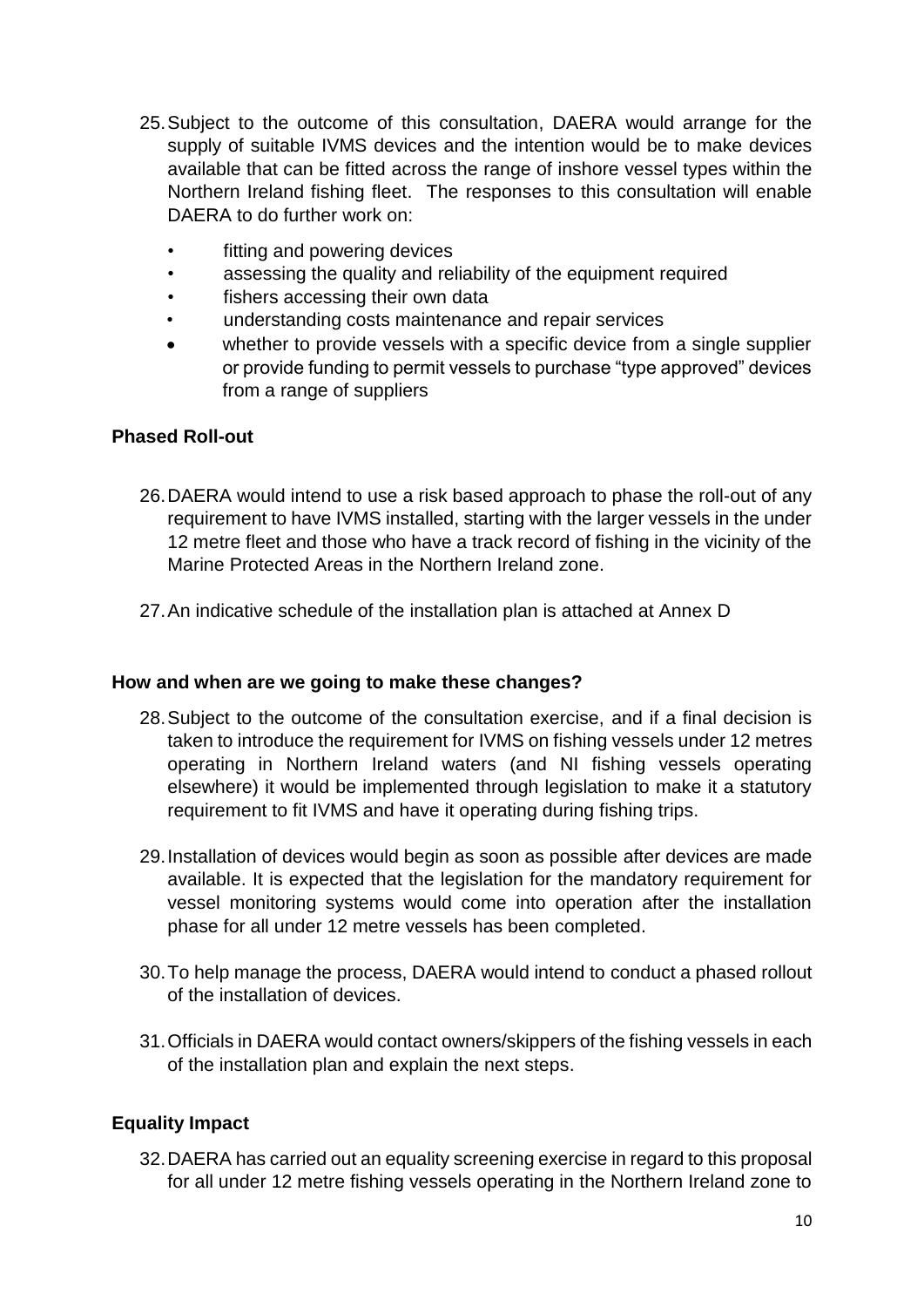25. Subject to the outcome of this consultation, DAERA would arrange for the supply of suitable IVMS devices and the intention would be to make devices available that can be fitted across the range of inshore vessel types within the Northern Ireland fishing fleet. The responses to this consultation will enable DAERA to do further work on:

    - fitting and powering devices
    - assessing the quality and reliability of the equipment required
    - fishers accessing their own data
    - understanding costs maintenance and repair services
    - whether to provide vessels with a specific device from a single supplier or provide funding to permit vessels to purchase "type approved" devices from a range of suppliers

**Phased Roll-out**

26. DAERA would intend to use a risk based approach to phase the roll-out of any requirement to have IVMS installed, starting with the larger vessels in the under 12 metre fleet and those who have a track record of fishing in the vicinity of the Marine Protected Areas in the Northern Ireland zone.

27. An indicative schedule of the installation plan is attached at Annex D

**How and when are we going to make these changes?**

28. Subject to the outcome of the consultation exercise, and if a final decision is taken to introduce the requirement for IVMS on fishing vessels under 12 metres operating in Northern Ireland waters (and NI fishing vessels operating elsewhere) it would be implemented through legislation to make it a statutory requirement to fit IVMS and have it operating during fishing trips.

29. Installation of devices would begin as soon as possible after devices are made available. It is expected that the legislation for the mandatory requirement for vessel monitoring systems would come into operation after the installation phase for all under 12 metre vessels has been completed.

30. To help manage the process, DAERA would intend to conduct a phased rollout of the installation of devices.

31. Officials in DAERA would contact owners/skippers of the fishing vessels in each of the installation plan and explain the next steps.

**Equality Impact**

32. DAERA has carried out an equality screening exercise in regard to this proposal for all under 12 metre fishing vessels operating in the Northern Ireland zone to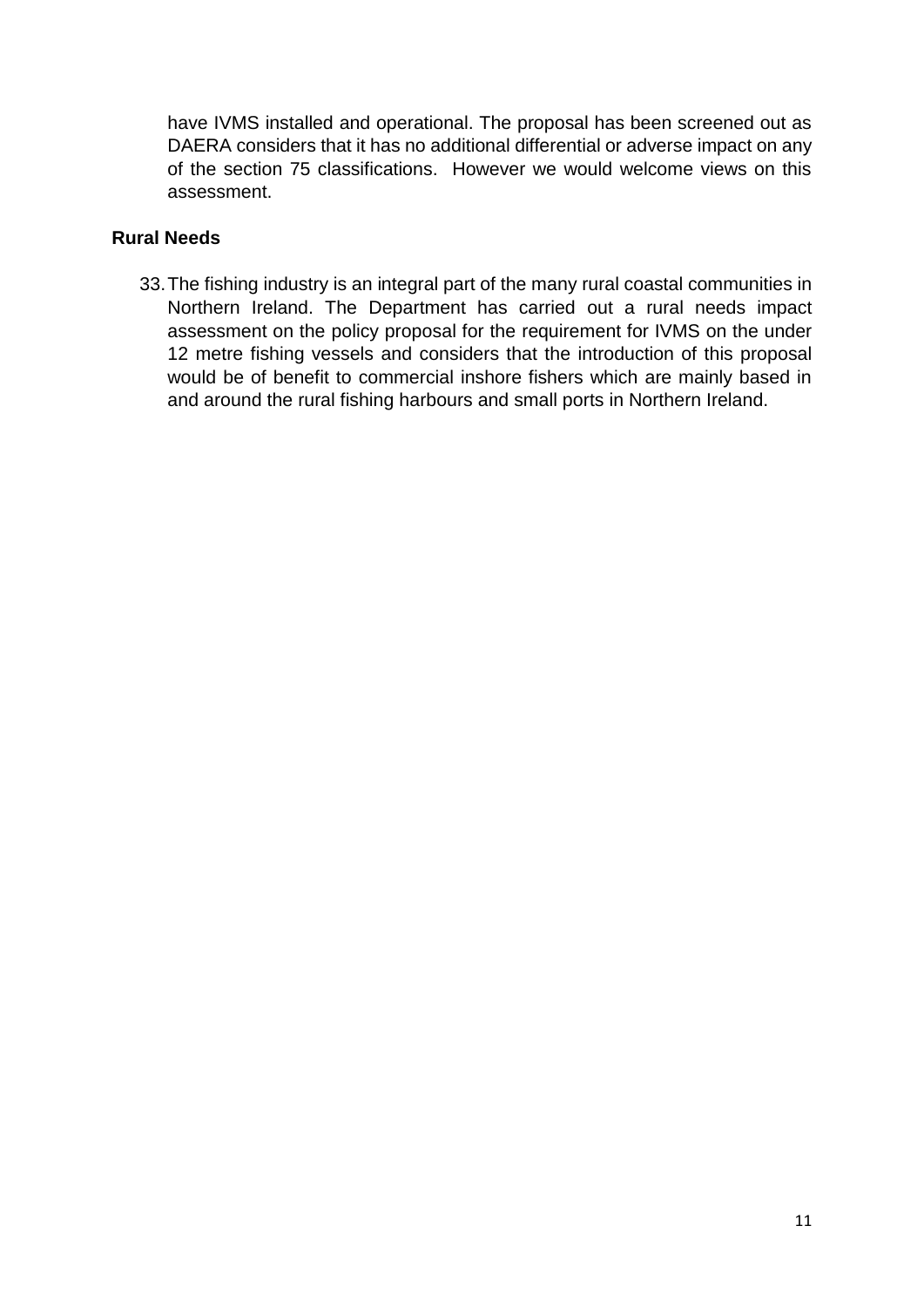have IVMS installed and operational. The proposal has been screened out as DAERA considers that it has no additional differential or adverse impact on any of the section 75 classifications. However we would welcome views on this assessment.

## Rural Needs

33. The fishing industry is an integral part of the many rural coastal communities in Northern Ireland. The Department has carried out a rural needs impact assessment on the policy proposal for the requirement for IVMS on the under 12 metre fishing vessels and considers that the introduction of this proposal would be of benefit to commercial inshore fishers which are mainly based in and around the rural fishing harbours and small ports in Northern Ireland.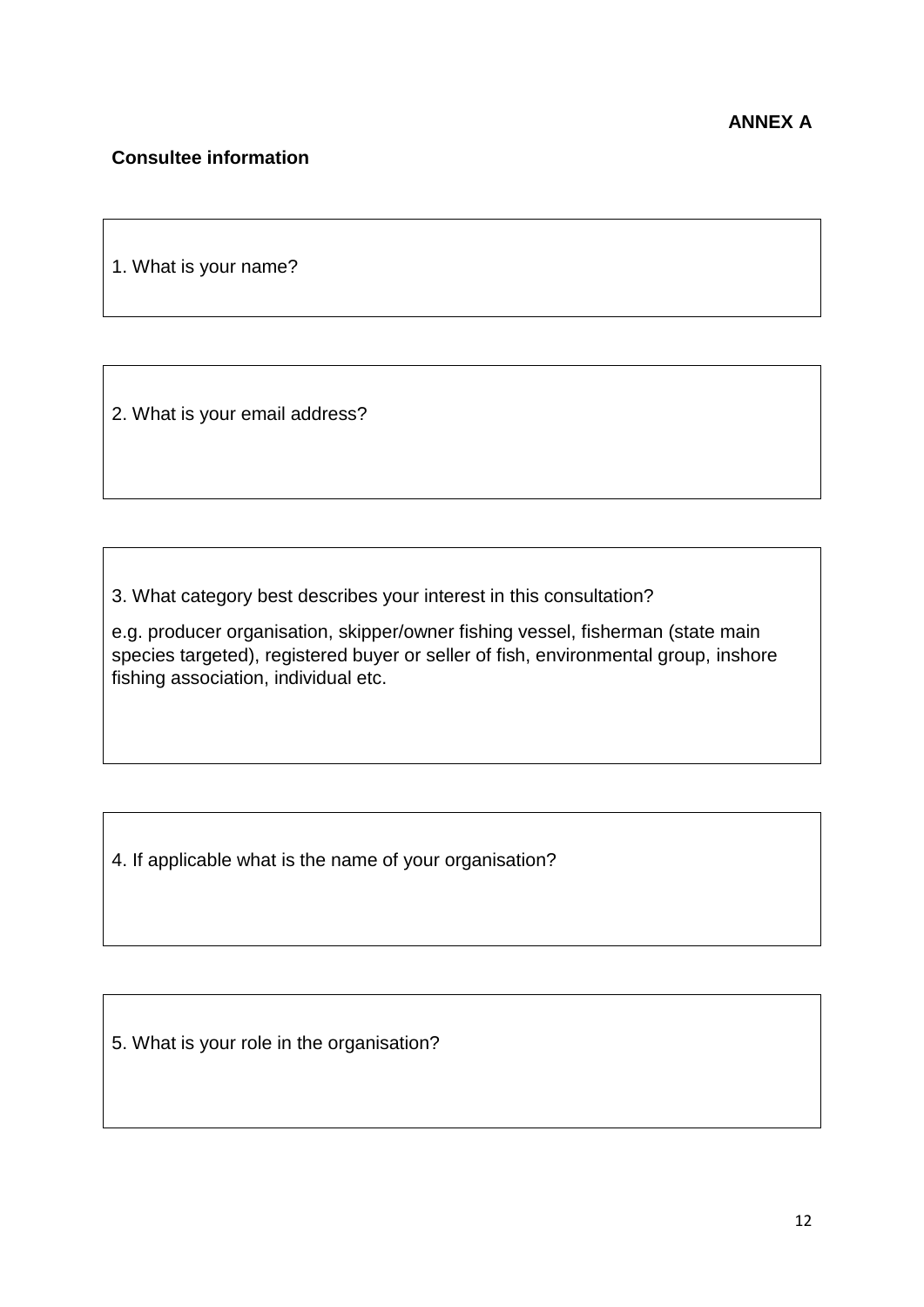**ANNEX A**

**Consultee information**

| 1. What is your name? |
|---|

| 2. What is your email address? |
|---|

| 3. What category best describes your interest in this consultation?<br><br>e.g. producer organisation, skipper/owner fishing vessel, fisherman (state main species targeted), registered buyer or seller of fish, environmental group, inshore fishing association, individual etc. |
|---|

| 4. If applicable what is the name of your organisation? |
|---|

| 5. What is your role in the organisation? |
|---|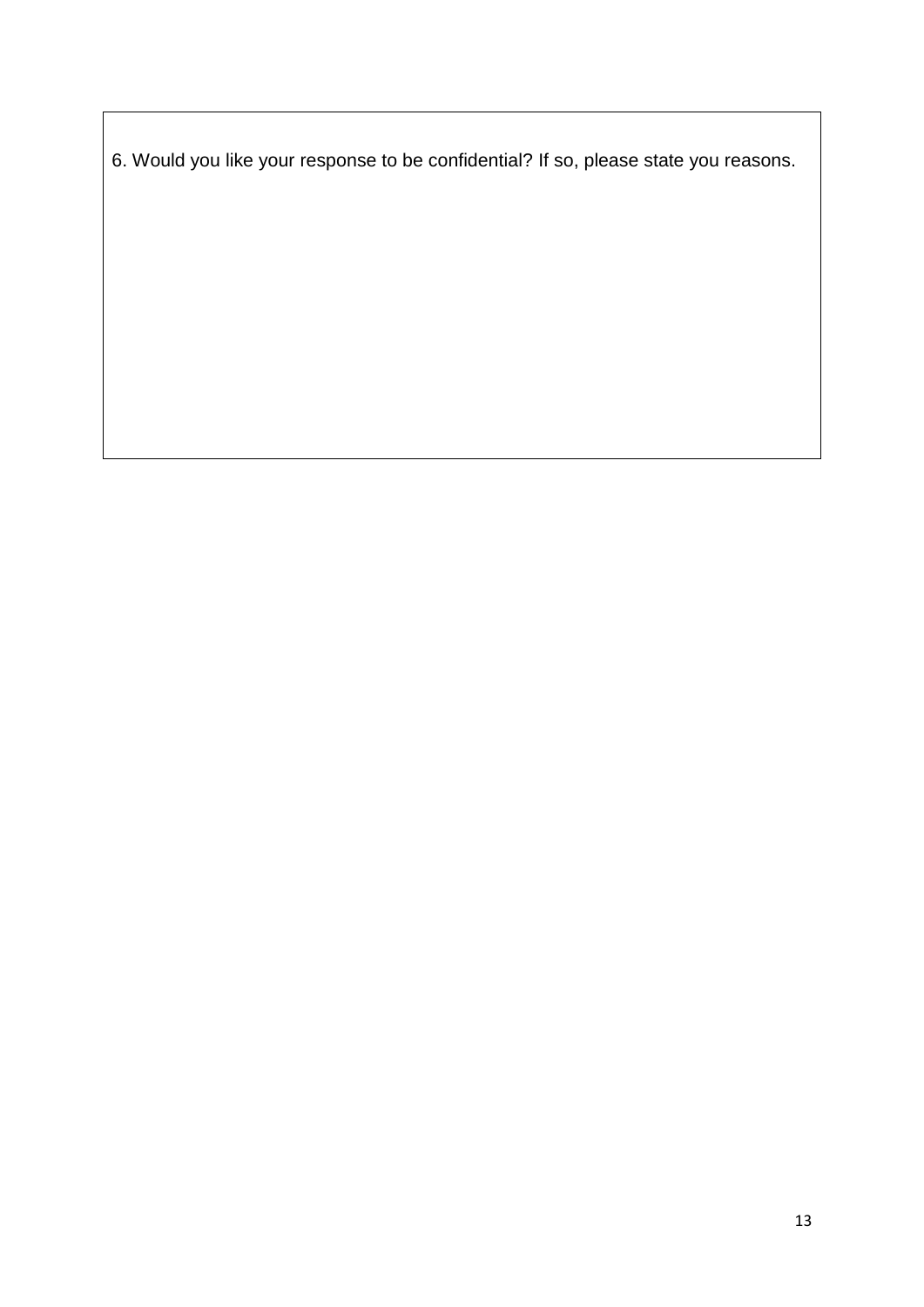6. Would you like your response to be confidential? If so, please state you reasons.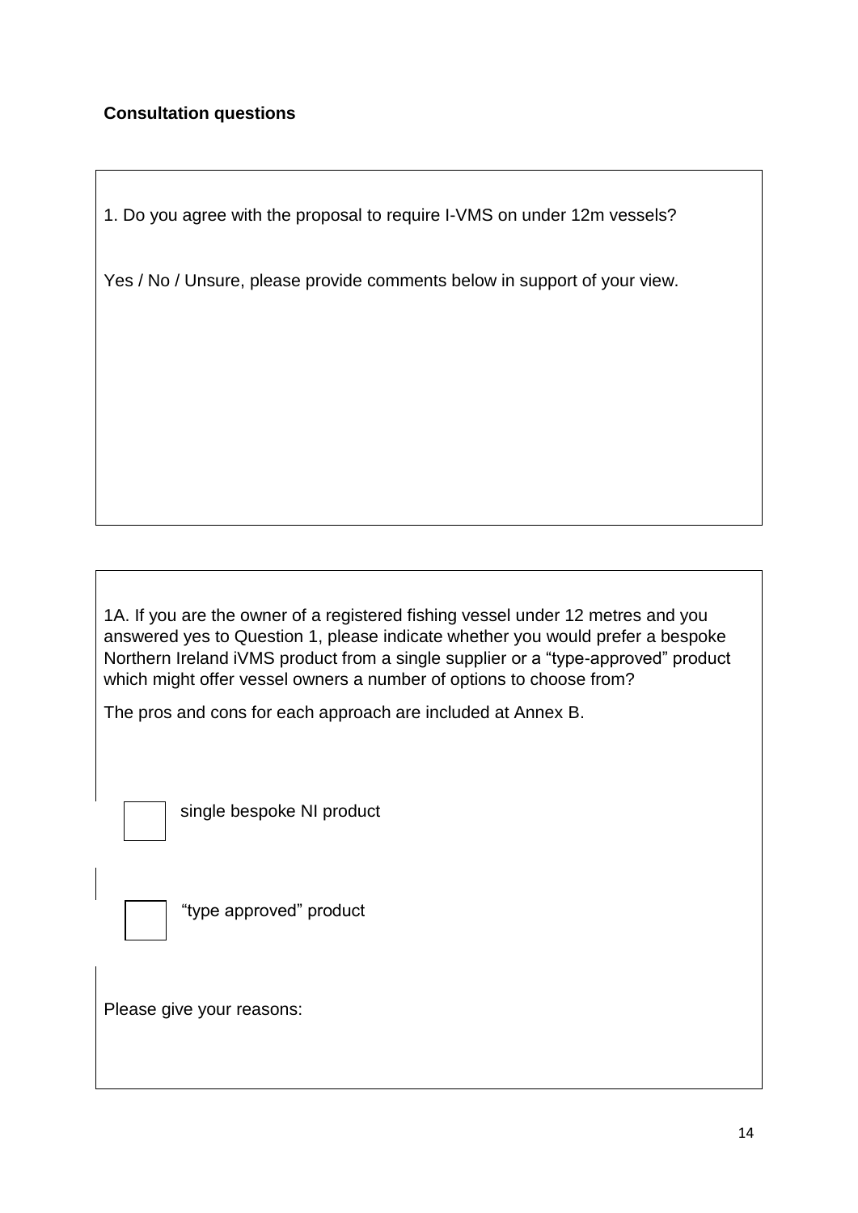**Consultation questions**

1. Do you agree with the proposal to require I-VMS on under 12m vessels?

Yes / No / Unsure, please provide comments below in support of your view.

1A. If you are the owner of a registered fishing vessel under 12 metres and you answered yes to Question 1, please indicate whether you would prefer a bespoke Northern Ireland iVMS product from a single supplier or a "type-approved" product which might offer vessel owners a number of options to choose from?

The pros and cons for each approach are included at Annex B.

☐ single bespoke NI product

☐ "type approved" product

Please give your reasons: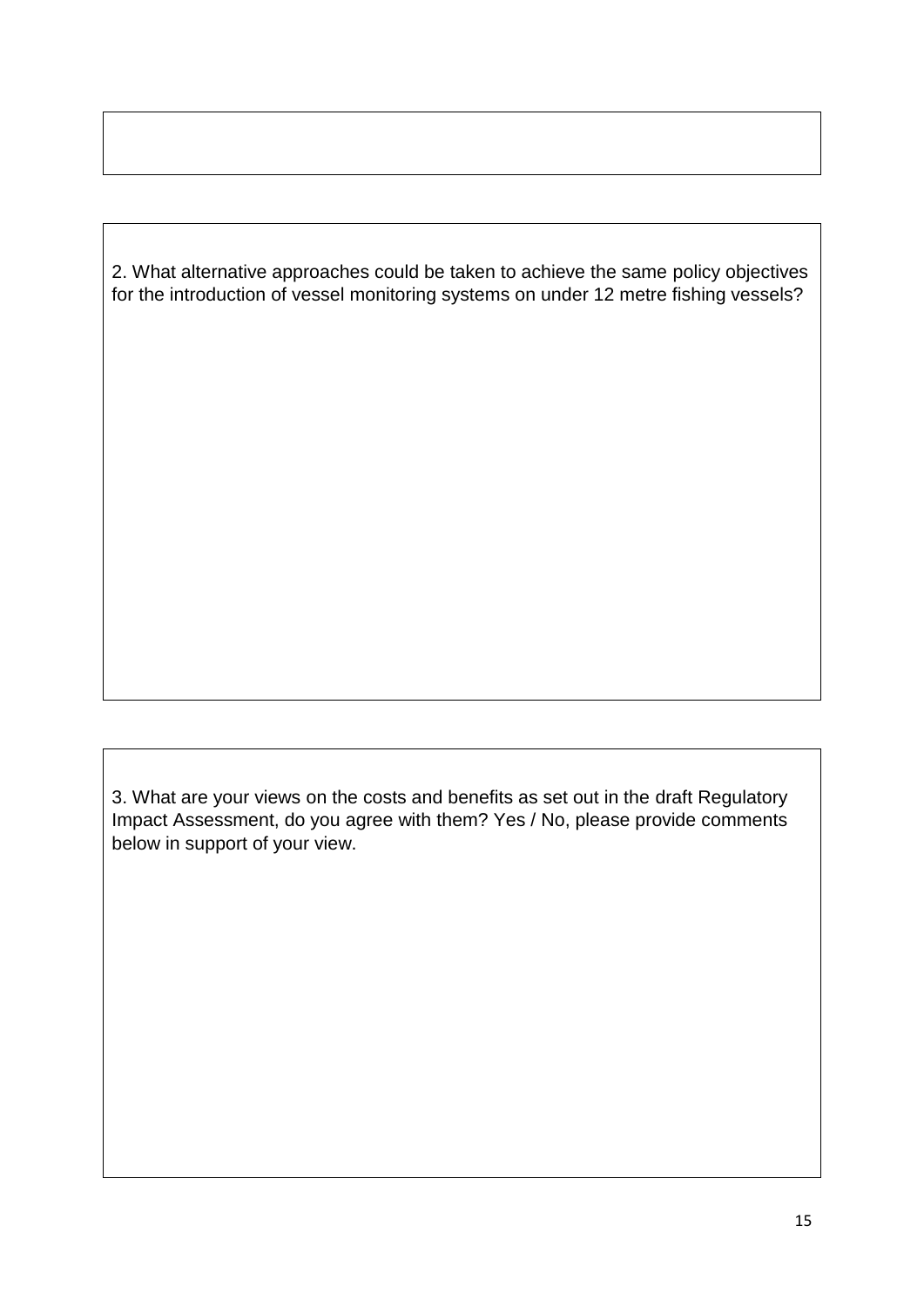2. What alternative approaches could be taken to achieve the same policy objectives for the introduction of vessel monitoring systems on under 12 metre fishing vessels?

3. What are your views on the costs and benefits as set out in the draft Regulatory Impact Assessment, do you agree with them? Yes / No, please provide comments below in support of your view.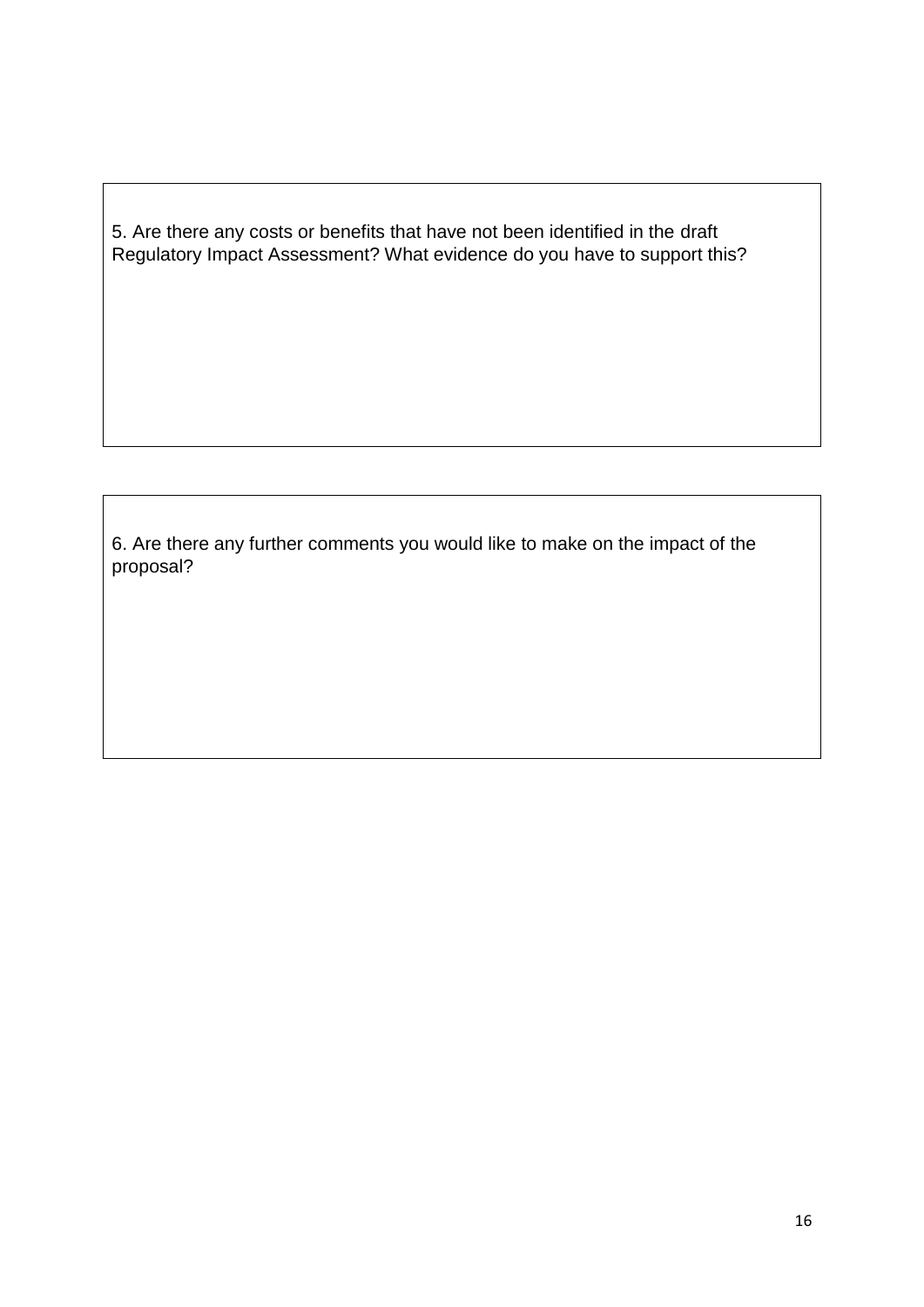5. Are there any costs or benefits that have not been identified in the draft Regulatory Impact Assessment? What evidence do you have to support this?

6. Are there any further comments you would like to make on the impact of the proposal?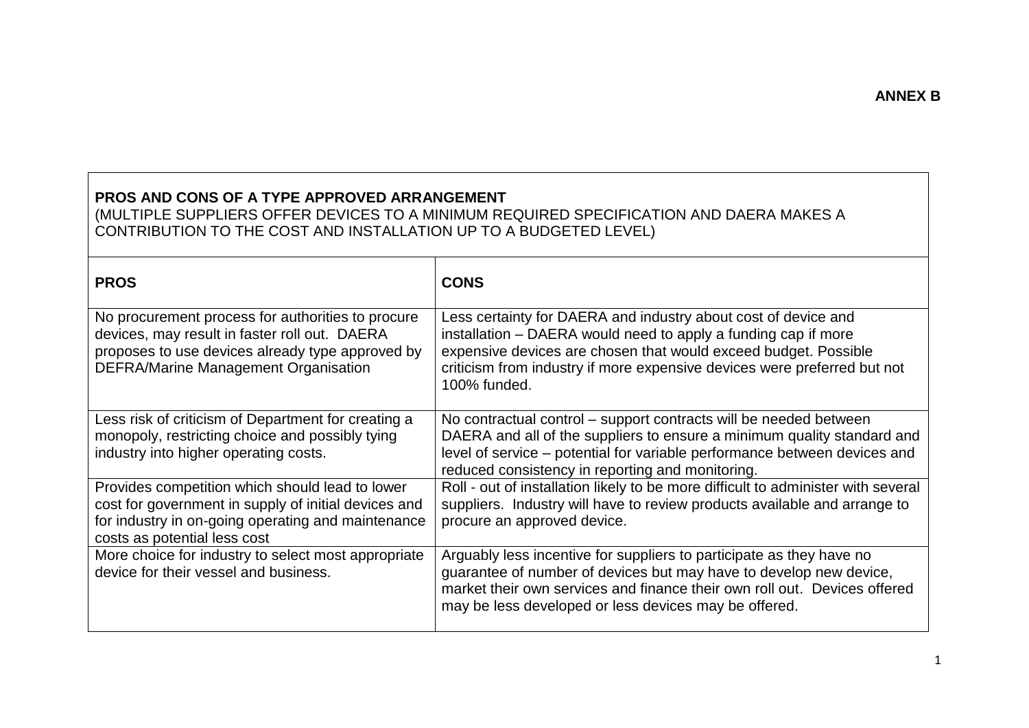**ANNEX B**

| **PROS AND CONS OF A TYPE APPROVED ARRANGEMENT** (MULTIPLE SUPPLIERS OFFER DEVICES TO A MINIMUM REQUIRED SPECIFICATION AND DAERA MAKES A CONTRIBUTION TO THE COST AND INSTALLATION UP TO A BUDGETED LEVEL) | |
|---|---|
| **PROS** | **CONS** |
| No procurement process for authorities to procure devices, may result in faster roll out. DAERA proposes to use devices already type approved by DEFRA/Marine Management Organisation | Less certainty for DAERA and industry about cost of device and installation – DAERA would need to apply a funding cap if more expensive devices are chosen that would exceed budget. Possible criticism from industry if more expensive devices were preferred but not 100% funded. |
| Less risk of criticism of Department for creating a monopoly, restricting choice and possibly tying industry into higher operating costs. | No contractual control – support contracts will be needed between DAERA and all of the suppliers to ensure a minimum quality standard and level of service – potential for variable performance between devices and reduced consistency in reporting and monitoring. |
| Provides competition which should lead to lower cost for government in supply of initial devices and for industry in on-going operating and maintenance costs as potential less cost | Roll - out of installation likely to be more difficult to administer with several suppliers. Industry will have to review products available and arrange to procure an approved device. |
| More choice for industry to select most appropriate device for their vessel and business. | Arguably less incentive for suppliers to participate as they have no guarantee of number of devices but may have to develop new device, market their own services and finance their own roll out. Devices offered may be less developed or less devices may be offered. |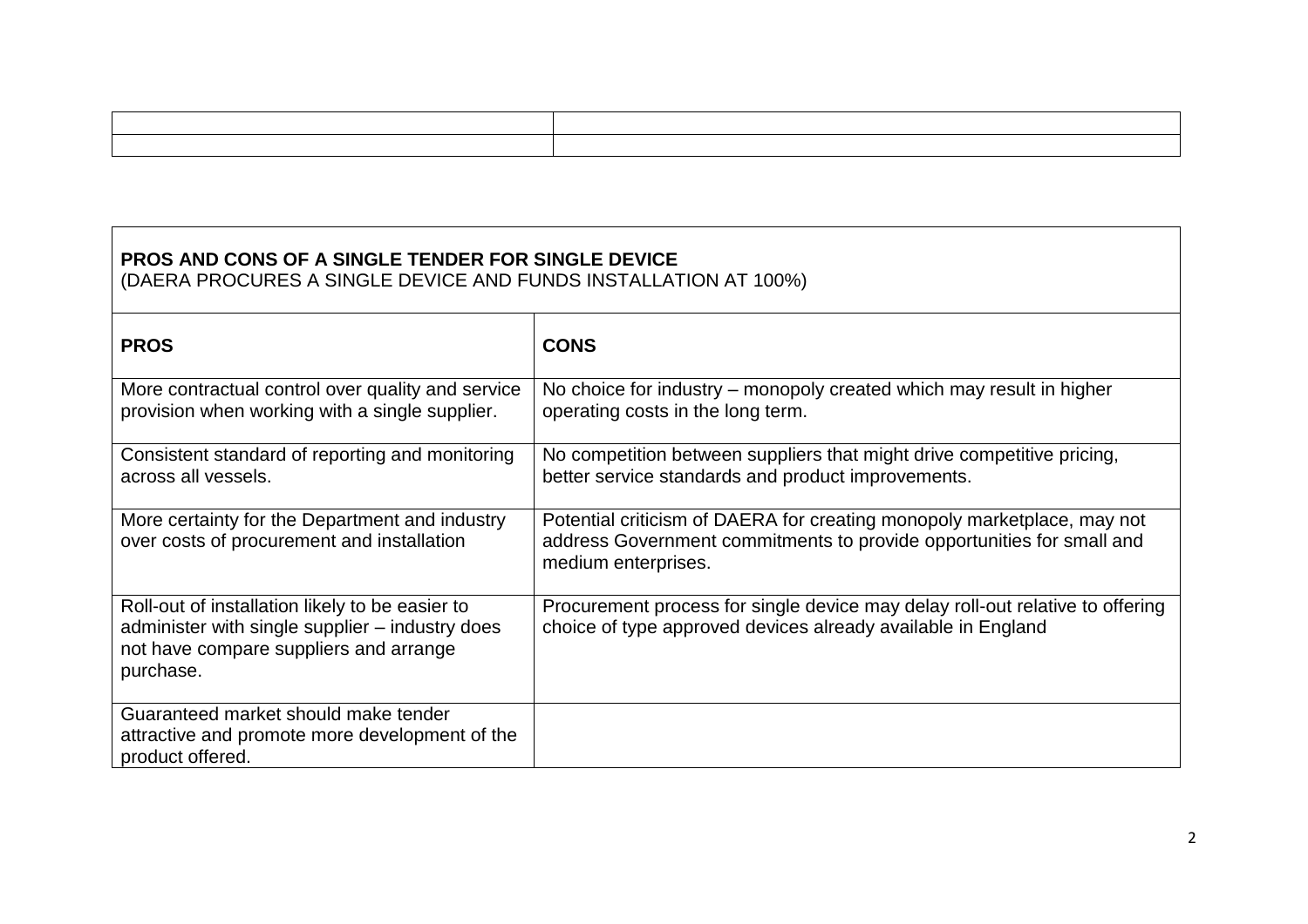| | |
|---|---|
| | |

| PROS AND CONS OF A SINGLE TENDER FOR SINGLE DEVICE (DAERA PROCURES A SINGLE DEVICE AND FUNDS INSTALLATION AT 100%) | |
|---|---|
| **PROS** | **CONS** |
| More contractual control over quality and service provision when working with a single supplier. | No choice for industry – monopoly created which may result in higher operating costs in the long term. |
| Consistent standard of reporting and monitoring across all vessels. | No competition between suppliers that might drive competitive pricing, better service standards and product improvements. |
| More certainty for the Department and industry over costs of procurement and installation | Potential criticism of DAERA for creating monopoly marketplace, may not address Government commitments to provide opportunities for small and medium enterprises. |
| Roll-out of installation likely to be easier to administer with single supplier – industry does not have compare suppliers and arrange purchase. | Procurement process for single device may delay roll-out relative to offering choice of type approved devices already available in England |
| Guaranteed market should make tender attractive and promote more development of the product offered. | |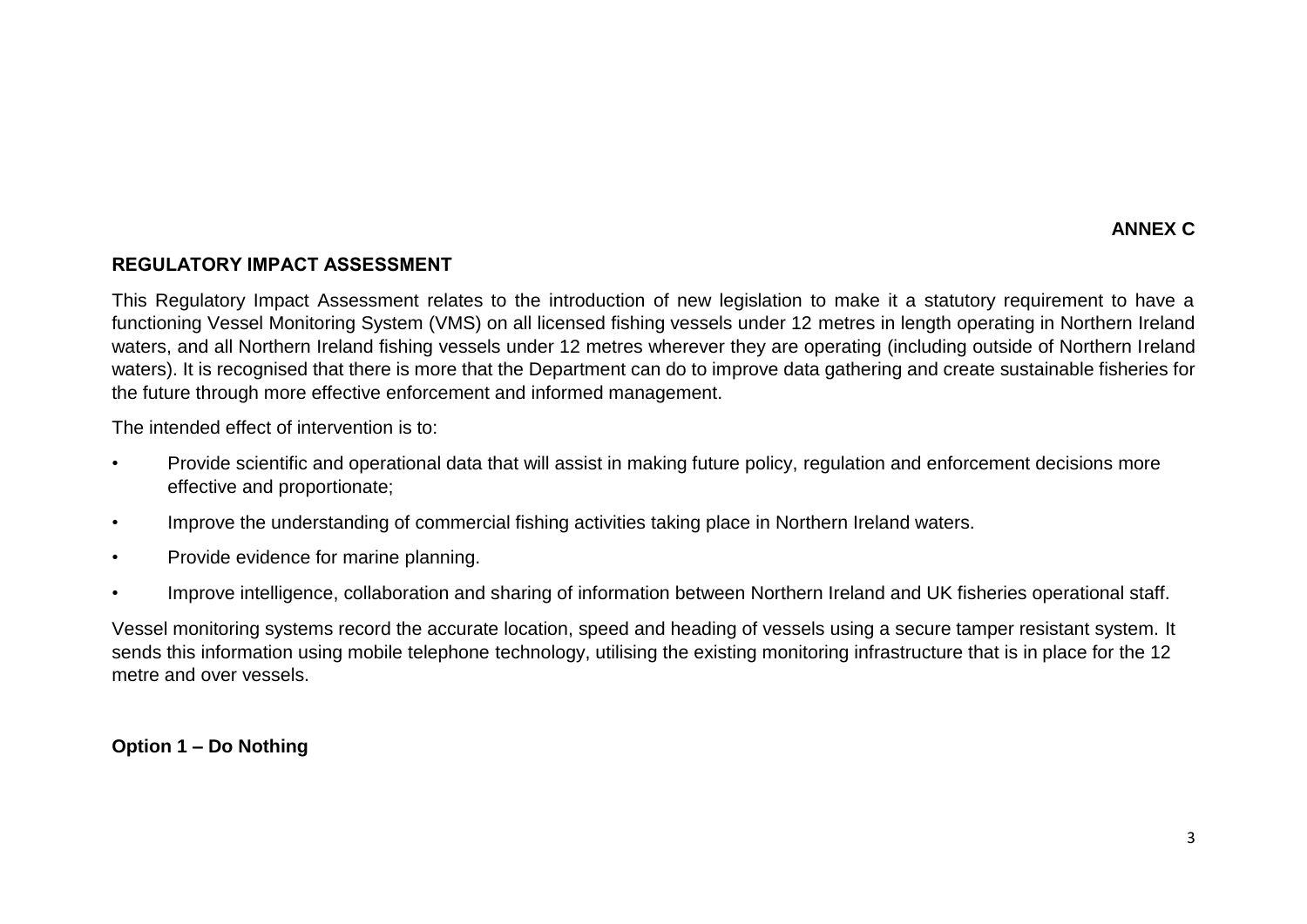**ANNEX C**

## REGULATORY IMPACT ASSESSMENT

This Regulatory Impact Assessment relates to the introduction of new legislation to make it a statutory requirement to have a functioning Vessel Monitoring System (VMS) on all licensed fishing vessels under 12 metres in length operating in Northern Ireland waters, and all Northern Ireland fishing vessels under 12 metres wherever they are operating (including outside of Northern Ireland waters). It is recognised that there is more that the Department can do to improve data gathering and create sustainable fisheries for the future through more effective enforcement and informed management.

The intended effect of intervention is to:

- Provide scientific and operational data that will assist in making future policy, regulation and enforcement decisions more effective and proportionate;
- Improve the understanding of commercial fishing activities taking place in Northern Ireland waters.
- Provide evidence for marine planning.
- Improve intelligence, collaboration and sharing of information between Northern Ireland and UK fisheries operational staff.

Vessel monitoring systems record the accurate location, speed and heading of vessels using a secure tamper resistant system. It sends this information using mobile telephone technology, utilising the existing monitoring infrastructure that is in place for the 12 metre and over vessels.

### Option 1 – Do Nothing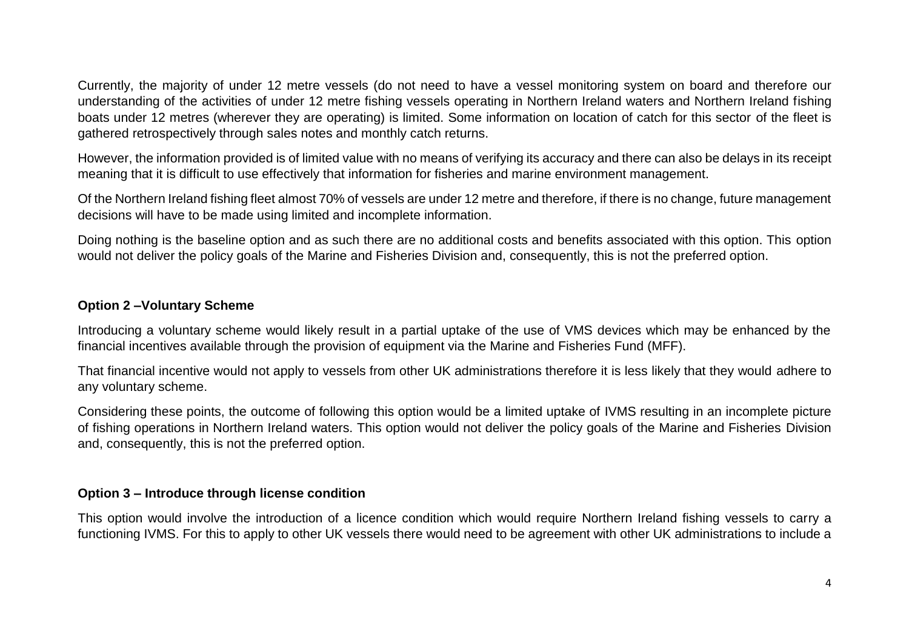Currently, the majority of under 12 metre vessels (do not need to have a vessel monitoring system on board and therefore our understanding of the activities of under 12 metre fishing vessels operating in Northern Ireland waters and Northern Ireland fishing boats under 12 metres (wherever they are operating) is limited. Some information on location of catch for this sector of the fleet is gathered retrospectively through sales notes and monthly catch returns.

However, the information provided is of limited value with no means of verifying its accuracy and there can also be delays in its receipt meaning that it is difficult to use effectively that information for fisheries and marine environment management.

Of the Northern Ireland fishing fleet almost 70% of vessels are under 12 metre and therefore, if there is no change, future management decisions will have to be made using limited and incomplete information.

Doing nothing is the baseline option and as such there are no additional costs and benefits associated with this option. This option would not deliver the policy goals of the Marine and Fisheries Division and, consequently, this is not the preferred option.

**Option 2 –Voluntary Scheme**

Introducing a voluntary scheme would likely result in a partial uptake of the use of VMS devices which may be enhanced by the financial incentives available through the provision of equipment via the Marine and Fisheries Fund (MFF).

That financial incentive would not apply to vessels from other UK administrations therefore it is less likely that they would adhere to any voluntary scheme.

Considering these points, the outcome of following this option would be a limited uptake of IVMS resulting in an incomplete picture of fishing operations in Northern Ireland waters. This option would not deliver the policy goals of the Marine and Fisheries Division and, consequently, this is not the preferred option.

**Option 3 – Introduce through license condition**

This option would involve the introduction of a licence condition which would require Northern Ireland fishing vessels to carry a functioning IVMS. For this to apply to other UK vessels there would need to be agreement with other UK administrations to include a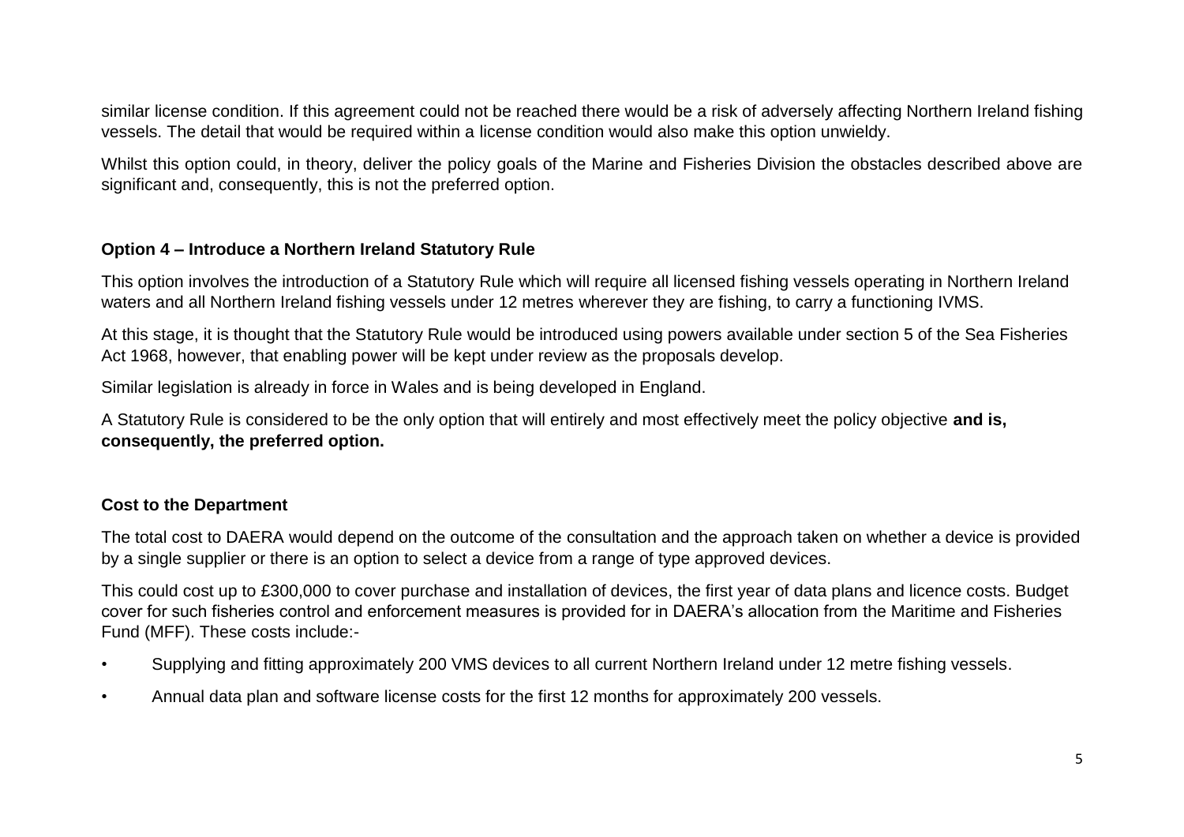similar license condition. If this agreement could not be reached there would be a risk of adversely affecting Northern Ireland fishing vessels. The detail that would be required within a license condition would also make this option unwieldy.

Whilst this option could, in theory, deliver the policy goals of the Marine and Fisheries Division the obstacles described above are significant and, consequently, this is not the preferred option.

**Option 4 – Introduce a Northern Ireland Statutory Rule**

This option involves the introduction of a Statutory Rule which will require all licensed fishing vessels operating in Northern Ireland waters and all Northern Ireland fishing vessels under 12 metres wherever they are fishing, to carry a functioning IVMS.

At this stage, it is thought that the Statutory Rule would be introduced using powers available under section 5 of the Sea Fisheries Act 1968, however, that enabling power will be kept under review as the proposals develop.

Similar legislation is already in force in Wales and is being developed in England.

A Statutory Rule is considered to be the only option that will entirely and most effectively meet the policy objective **and is, consequently, the preferred option.**

**Cost to the Department**

The total cost to DAERA would depend on the outcome of the consultation and the approach taken on whether a device is provided by a single supplier or there is an option to select a device from a range of type approved devices.

This could cost up to £300,000 to cover purchase and installation of devices, the first year of data plans and licence costs. Budget cover for such fisheries control and enforcement measures is provided for in DAERA's allocation from the Maritime and Fisheries Fund (MFF). These costs include:-

- Supplying and fitting approximately 200 VMS devices to all current Northern Ireland under 12 metre fishing vessels.
- Annual data plan and software license costs for the first 12 months for approximately 200 vessels.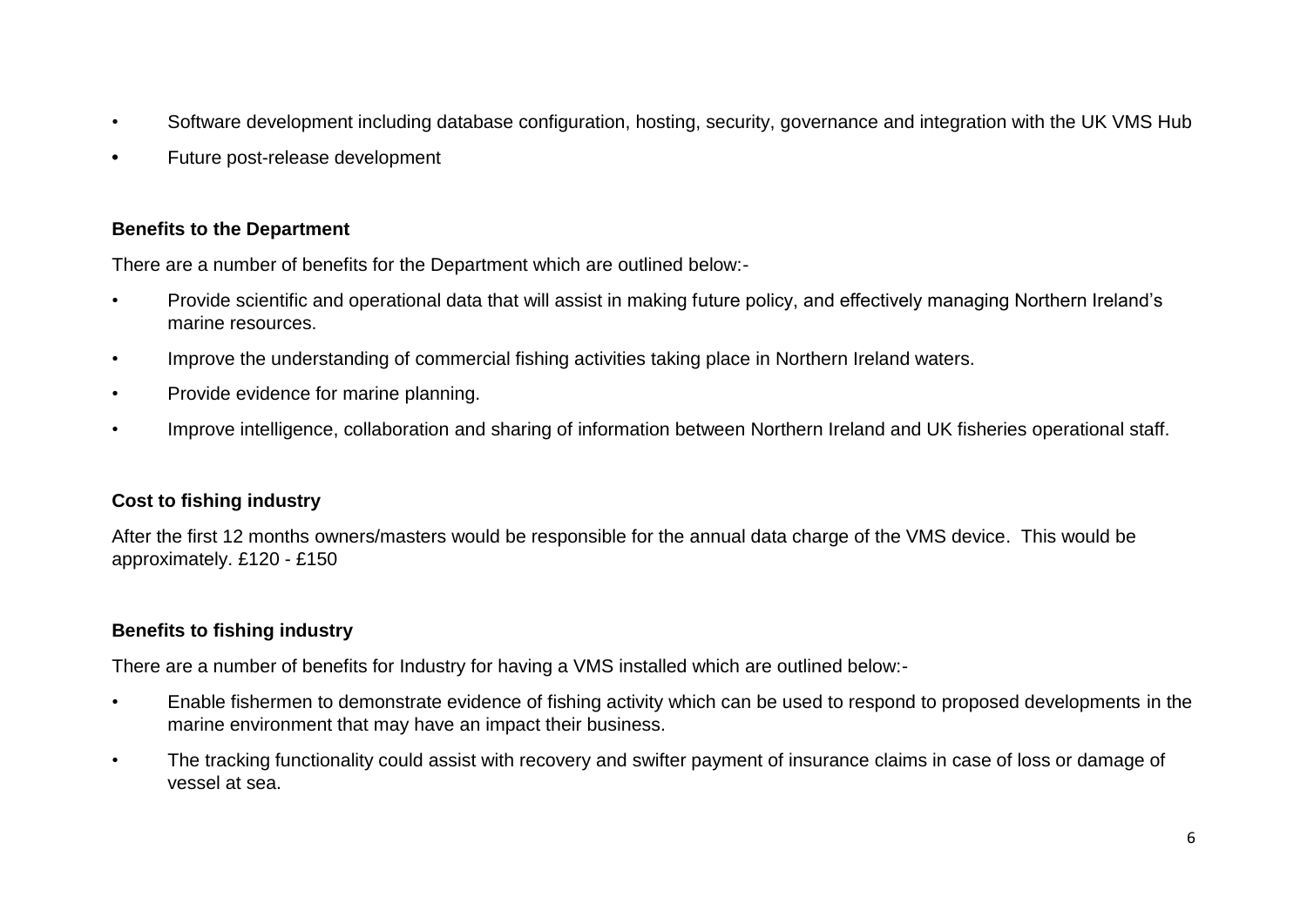- Software development including database configuration, hosting, security, governance and integration with the UK VMS Hub
- Future post-release development

**Benefits to the Department**

There are a number of benefits for the Department which are outlined below:-

- Provide scientific and operational data that will assist in making future policy, and effectively managing Northern Ireland's marine resources.
- Improve the understanding of commercial fishing activities taking place in Northern Ireland waters.
- Provide evidence for marine planning.
- Improve intelligence, collaboration and sharing of information between Northern Ireland and UK fisheries operational staff.

**Cost to fishing industry**

After the first 12 months owners/masters would be responsible for the annual data charge of the VMS device. This would be approximately. £120 - £150

**Benefits to fishing industry**

There are a number of benefits for Industry for having a VMS installed which are outlined below:-

- Enable fishermen to demonstrate evidence of fishing activity which can be used to respond to proposed developments in the marine environment that may have an impact their business.
- The tracking functionality could assist with recovery and swifter payment of insurance claims in case of loss or damage of vessel at sea.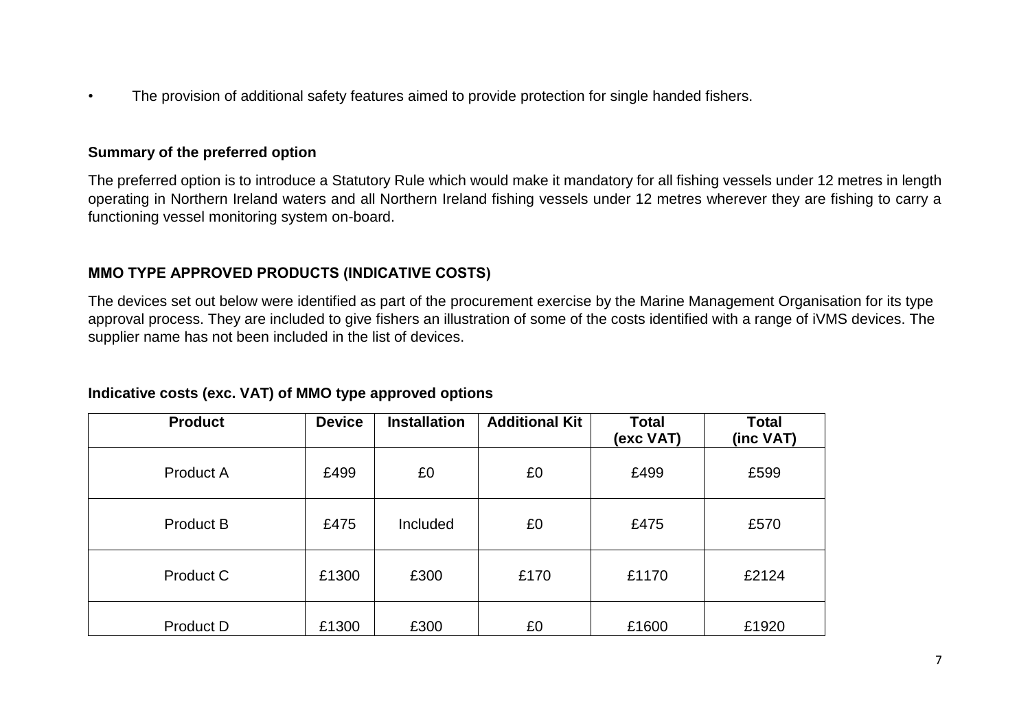- The provision of additional safety features aimed to provide protection for single handed fishers.

**Summary of the preferred option**

The preferred option is to introduce a Statutory Rule which would make it mandatory for all fishing vessels under 12 metres in length operating in Northern Ireland waters and all Northern Ireland fishing vessels under 12 metres wherever they are fishing to carry a functioning vessel monitoring system on-board.

**MMO TYPE APPROVED PRODUCTS (INDICATIVE COSTS)**

The devices set out below were identified as part of the procurement exercise by the Marine Management Organisation for its type approval process. They are included to give fishers an illustration of some of the costs identified with a range of iVMS devices. The supplier name has not been included in the list of devices.

**Indicative costs (exc. VAT) of MMO type approved options**

| Product | Device | Installation | Additional Kit | Total (exc VAT) | Total (inc VAT) |
|---|---|---|---|---|---|
| Product A | £499 | £0 | £0 | £499 | £599 |
| Product B | £475 | Included | £0 | £475 | £570 |
| Product C | £1300 | £300 | £170 | £1170 | £2124 |
| Product D | £1300 | £300 | £0 | £1600 | £1920 |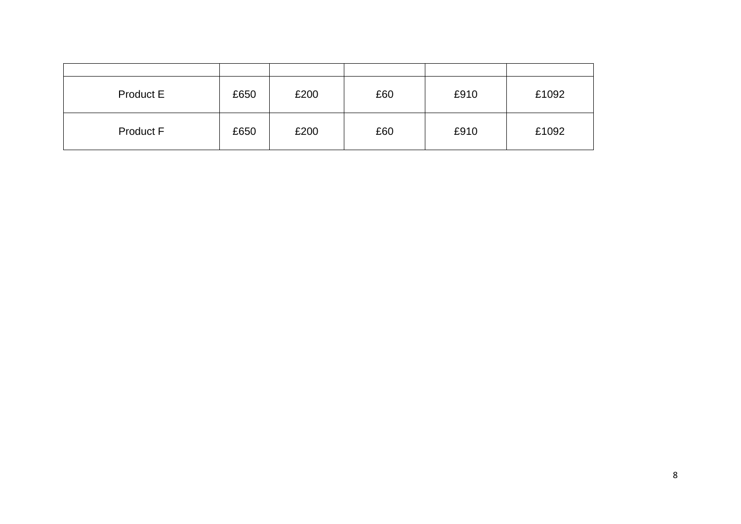| | | | | | |
|---|---|---|---|---|---|
| Product E | £650 | £200 | £60 | £910 | £1092 |
| Product F | £650 | £200 | £60 | £910 | £1092 |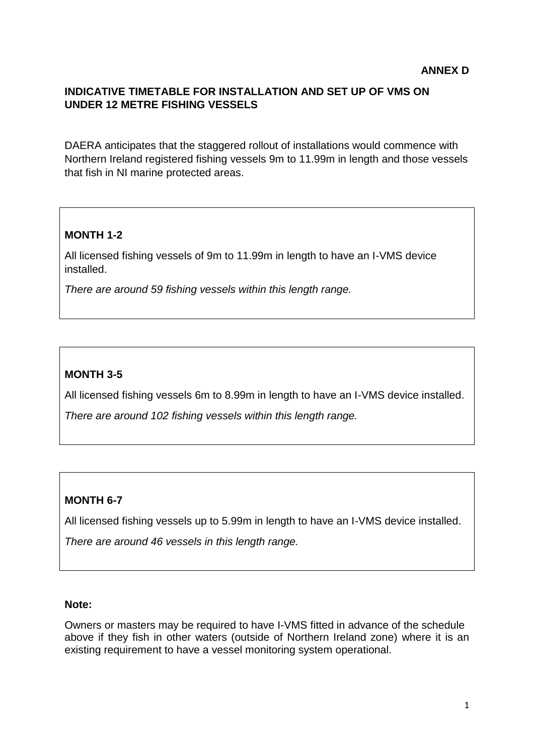**ANNEX D**

## INDICATIVE TIMETABLE FOR INSTALLATION AND SET UP OF VMS ON UNDER 12 METRE FISHING VESSELS

DAERA anticipates that the staggered rollout of installations would commence with Northern Ireland registered fishing vessels 9m to 11.99m in length and those vessels that fish in NI marine protected areas.

**MONTH 1-2**

All licensed fishing vessels of 9m to 11.99m in length to have an I-VMS device installed.

*There are around 59 fishing vessels within this length range.*

**MONTH 3-5**

All licensed fishing vessels 6m to 8.99m in length to have an I-VMS device installed.

*There are around 102 fishing vessels within this length range.*

**MONTH 6-7**

All licensed fishing vessels up to 5.99m in length to have an I-VMS device installed.

*There are around 46 vessels in this length range.*

**Note:**

Owners or masters may be required to have I-VMS fitted in advance of the schedule above if they fish in other waters (outside of Northern Ireland zone) where it is an existing requirement to have a vessel monitoring system operational.